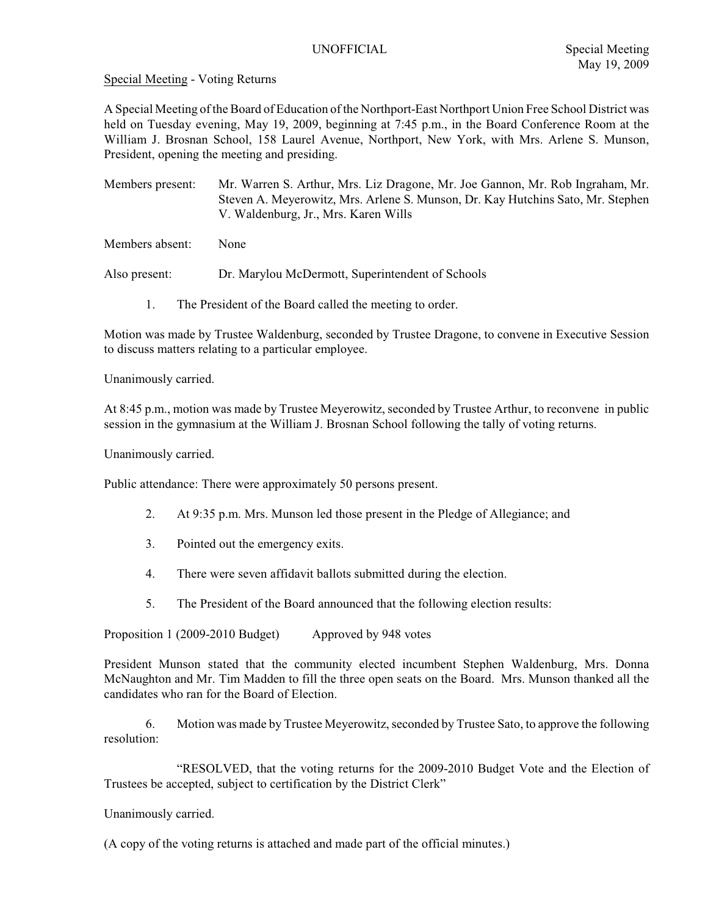UNOFFICIAL

Special Meeting
May 19, 2009

Special Meeting - Voting Returns

A Special Meeting of the Board of Education of the Northport-East Northport Union Free School District was held on Tuesday evening, May 19, 2009, beginning at 7:45 p.m., in the Board Conference Room at the William J. Brosnan School, 158 Laurel Avenue, Northport, New York, with Mrs. Arlene S. Munson, President, opening the meeting and presiding.

Members present: Mr. Warren S. Arthur, Mrs. Liz Dragone, Mr. Joe Gannon, Mr. Rob Ingraham, Mr. Steven A. Meyerowitz, Mrs. Arlene S. Munson, Dr. Kay Hutchins Sato, Mr. Stephen V. Waldenburg, Jr., Mrs. Karen Wills

Members absent: None

Also present: Dr. Marylou McDermott, Superintendent of Schools

1. The President of the Board called the meeting to order.

Motion was made by Trustee Waldenburg, seconded by Trustee Dragone, to convene in Executive Session to discuss matters relating to a particular employee.

Unanimously carried.

At 8:45 p.m., motion was made by Trustee Meyerowitz, seconded by Trustee Arthur, to reconvene in public session in the gymnasium at the William J. Brosnan School following the tally of voting returns.

Unanimously carried.

Public attendance: There were approximately 50 persons present.

2. At 9:35 p.m. Mrs. Munson led those present in the Pledge of Allegiance; and

3. Pointed out the emergency exits.

4. There were seven affidavit ballots submitted during the election.

5. The President of the Board announced that the following election results:

Proposition 1 (2009-2010 Budget) Approved by 948 votes

President Munson stated that the community elected incumbent Stephen Waldenburg, Mrs. Donna McNaughton and Mr. Tim Madden to fill the three open seats on the Board. Mrs. Munson thanked all the candidates who ran for the Board of Election.

6. Motion was made by Trustee Meyerowitz, seconded by Trustee Sato, to approve the following resolution:

"RESOLVED, that the voting returns for the 2009-2010 Budget Vote and the Election of Trustees be accepted, subject to certification by the District Clerk"

Unanimously carried.

(A copy of the voting returns is attached and made part of the official minutes.)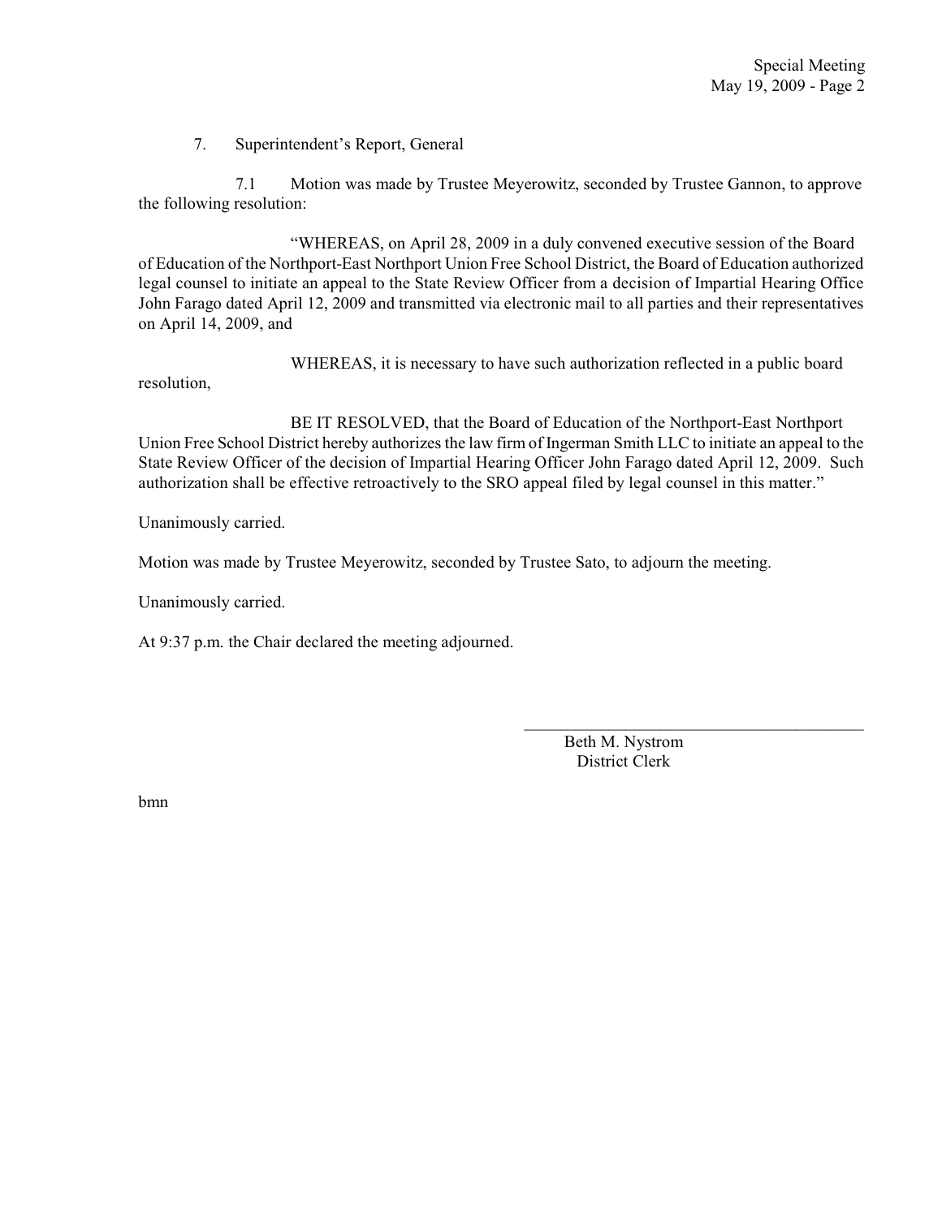7. Superintendent's Report, General

7.1 Motion was made by Trustee Meyerowitz, seconded by Trustee Gannon, to approve the following resolution:

"WHEREAS, on April 28, 2009 in a duly convened executive session of the Board of Education of the Northport-East Northport Union Free School District, the Board of Education authorized legal counsel to initiate an appeal to the State Review Officer from a decision of Impartial Hearing Office John Farago dated April 12, 2009 and transmitted via electronic mail to all parties and their representatives on April 14, 2009, and

WHEREAS, it is necessary to have such authorization reflected in a public board resolution,

BE IT RESOLVED, that the Board of Education of the Northport-East Northport Union Free School District hereby authorizes the law firm of Ingerman Smith LLC to initiate an appeal to the State Review Officer of the decision of Impartial Hearing Officer John Farago dated April 12, 2009. Such authorization shall be effective retroactively to the SRO appeal filed by legal counsel in this matter."

Unanimously carried.

Motion was made by Trustee Meyerowitz, seconded by Trustee Sato, to adjourn the meeting.

Unanimously carried.

At 9:37 p.m. the Chair declared the meeting adjourned.

\_\_\_\_\_\_\_\_\_\_\_\_\_\_\_\_\_\_\_\_\_\_\_\_\_\_\_\_\_\_\_\_\_\_\_\_\_\_\_\_

Beth M. Nystrom
District Clerk

bmn